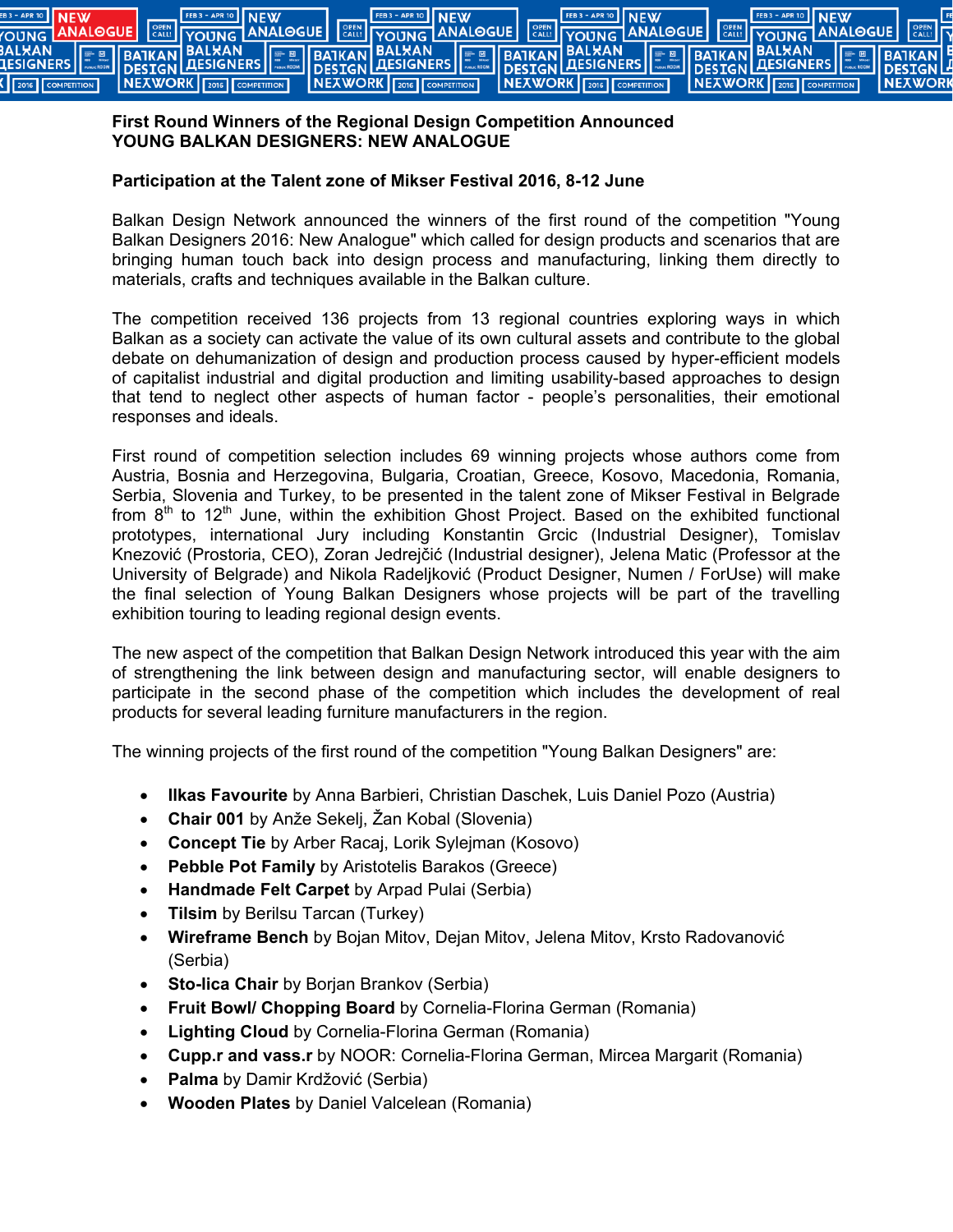**First Round Winners of the Regional Design Competition Announced**
**YOUNG BALKAN DESIGNERS: NEW ANALOGUE**

**Participation at the Talent zone of Mikser Festival 2016, 8-12 June**

Balkan Design Network announced the winners of the first round of the competition "Young Balkan Designers 2016: New Analogue" which called for design products and scenarios that are bringing human touch back into design process and manufacturing, linking them directly to materials, crafts and techniques available in the Balkan culture.

The competition received 136 projects from 13 regional countries exploring ways in which Balkan as a society can activate the value of its own cultural assets and contribute to the global debate on dehumanization of design and production process caused by hyper-efficient models of capitalist industrial and digital production and limiting usability-based approaches to design that tend to neglect other aspects of human factor - people's personalities, their emotional responses and ideals.

First round of competition selection includes 69 winning projects whose authors come from Austria, Bosnia and Herzegovina, Bulgaria, Croatian, Greece, Kosovo, Macedonia, Romania, Serbia, Slovenia and Turkey, to be presented in the talent zone of Mikser Festival in Belgrade from 8th to 12th June, within the exhibition Ghost Project. Based on the exhibited functional prototypes, international Jury including Konstantin Grcic (Industrial Designer), Tomislav Knezović (Prostoria, CEO), Zoran Jedrejčić (Industrial designer), Jelena Matic (Professor at the University of Belgrade) and Nikola Radeljković (Product Designer, Numen / ForUse) will make the final selection of Young Balkan Designers whose projects will be part of the travelling exhibition touring to leading regional design events.

The new aspect of the competition that Balkan Design Network introduced this year with the aim of strengthening the link between design and manufacturing sector, will enable designers to participate in the second phase of the competition which includes the development of real products for several leading furniture manufacturers in the region.

The winning projects of the first round of the competition "Young Balkan Designers" are:

- **Ilkas Favourite** by Anna Barbieri, Christian Daschek, Luis Daniel Pozo (Austria)
- **Chair 001** by Anže Sekelj, Žan Kobal (Slovenia)
- **Concept Tie** by Arber Racaj, Lorik Sylejman (Kosovo)
- **Pebble Pot Family** by Aristotelis Barakos (Greece)
- **Handmade Felt Carpet** by Arpad Pulai (Serbia)
- **Tilsim** by Berilsu Tarcan (Turkey)
- **Wireframe Bench** by Bojan Mitov, Dejan Mitov, Jelena Mitov, Krsto Radovanović (Serbia)
- **Sto-lica Chair** by Borjan Brankov (Serbia)
- **Fruit Bowl/ Chopping Board** by Cornelia-Florina German (Romania)
- **Lighting Cloud** by Cornelia-Florina German (Romania)
- **Cupp.r and vass.r** by NOOR: Cornelia-Florina German, Mircea Margarit (Romania)
- **Palma** by Damir Krdžović (Serbia)
- **Wooden Plates** by Daniel Valcelean (Romania)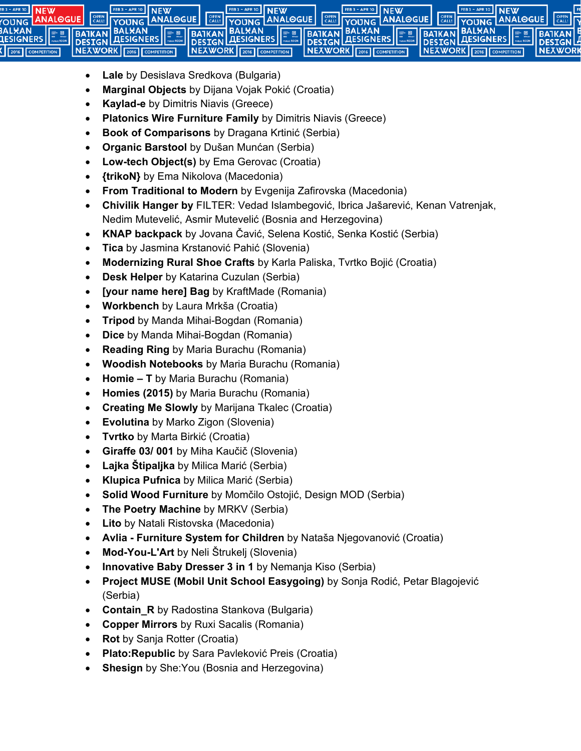- **Lale** by Desislava Sredkova (Bulgaria)
- **Marginal Objects** by Dijana Vojak Pokić (Croatia)
- **Kaylad-e** by Dimitris Niavis (Greece)
- **Platonics Wire Furniture Family** by Dimitris Niavis (Greece)
- **Book of Comparisons** by Dragana Krtinić (Serbia)
- **Organic Barstool** by Dušan Munćan (Serbia)
- **Low-tech Object(s)** by Ema Gerovac (Croatia)
- **{trikoN}** by Ema Nikolova (Macedonia)
- **From Traditional to Modern** by Evgenija Zafirovska (Macedonia)
- **Chivilik Hanger by** FILTER: Vedad Islambegović, Ibrica Jašarević, Kenan Vatrenjak, Nedim Mutevelić, Asmir Mutevelić (Bosnia and Herzegovina)
- **KNAP backpack** by Jovana Čavić, Selena Kostić, Senka Kostić (Serbia)
- **Tica** by Jasmina Krstanović Pahić (Slovenia)
- **Modernizing Rural Shoe Crafts** by Karla Paliska, Tvrtko Bojić (Croatia)
- **Desk Helper** by Katarina Cuzulan (Serbia)
- **[your name here] Bag** by KraftMade (Romania)
- **Workbench** by Laura Mrkša (Croatia)
- **Tripod** by Manda Mihai-Bogdan (Romania)
- **Dice** by Manda Mihai-Bogdan (Romania)
- **Reading Ring** by Maria Burachu (Romania)
- **Woodish Notebooks** by Maria Burachu (Romania)
- **Homie – T** by Maria Burachu (Romania)
- **Homies (2015)** by Maria Burachu (Romania)
- **Creating Me Slowly** by Marijana Tkalec (Croatia)
- **Evolutina** by Marko Zigon (Slovenia)
- **Tvrtko** by Marta Birkić (Croatia)
- **Giraffe 03/ 001** by Miha Kaučič (Slovenia)
- **Lajka Štipaljka** by Milica Marić (Serbia)
- **Klupica Pufnica** by Milica Marić (Serbia)
- **Solid Wood Furniture** by Momčilo Ostojić, Design MOD (Serbia)
- **The Poetry Machine** by MRKV (Serbia)
- **Lito** by Natali Ristovska (Macedonia)
- **Avlia - Furniture System for Children** by Nataša Njegovanović (Croatia)
- **Mod-You-L'Art** by Neli Štrukelj (Slovenia)
- **Innovative Baby Dresser 3 in 1** by Nemanja Kiso (Serbia)
- **Project MUSE (Mobil Unit School Easygoing)** by Sonja Rodić, Petar Blagojević (Serbia)
- **Contain_R** by Radostina Stankova (Bulgaria)
- **Copper Mirrors** by Ruxi Sacalis (Romania)
- **Rot** by Sanja Rotter (Croatia)
- **Plato:Republic** by Sara Pavleković Preis (Croatia)
- **Shesign** by She:You (Bosnia and Herzegovina)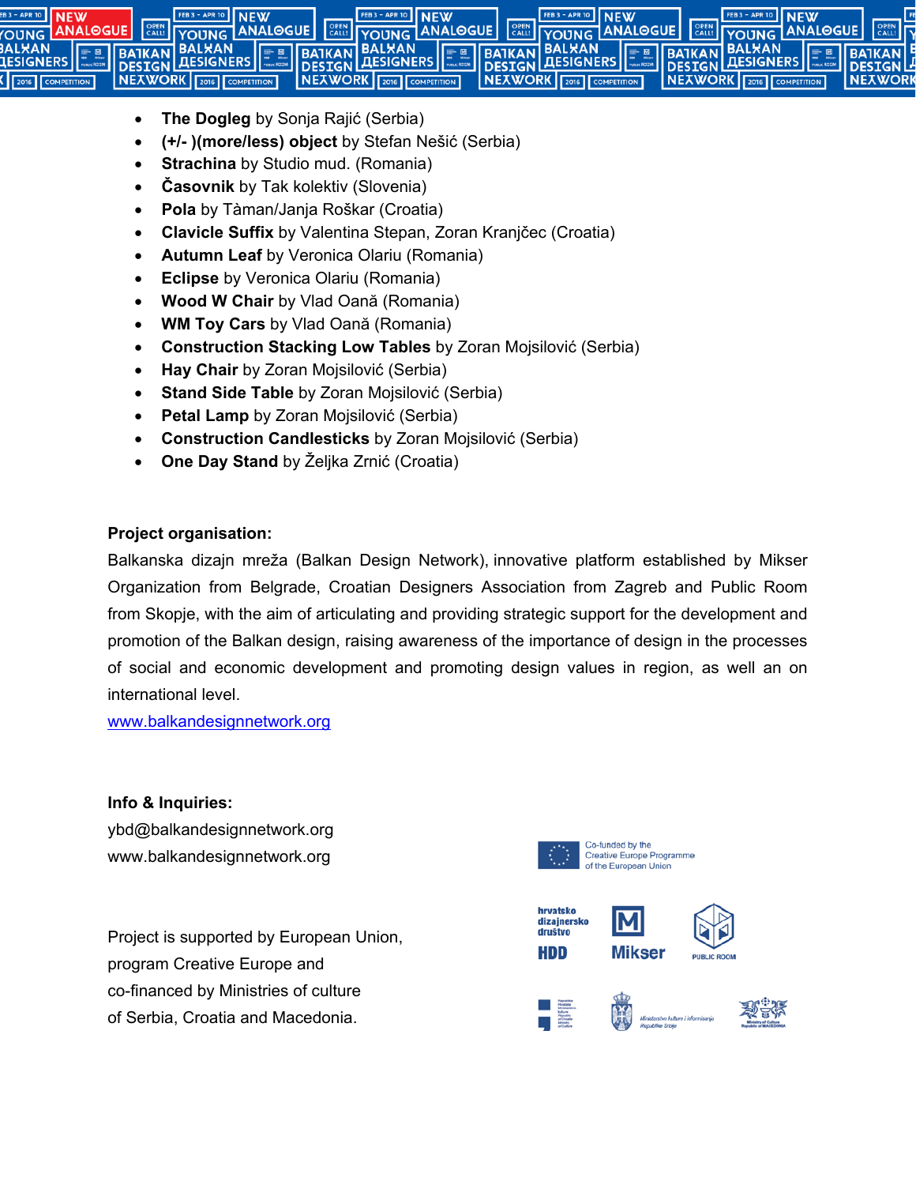- **The Dogleg** by Sonja Rajić (Serbia)
- **(+/- )(more/less) object** by Stefan Nešić (Serbia)
- **Strachina** by Studio mud. (Romania)
- **Časovnik** by Tak kolektiv (Slovenia)
- **Pola** by Tàman/Janja Roškar (Croatia)
- **Clavicle Suffix** by Valentina Stepan, Zoran Kranjčec (Croatia)
- **Autumn Leaf** by Veronica Olariu (Romania)
- **Eclipse** by Veronica Olariu (Romania)
- **Wood W Chair** by Vlad Oană (Romania)
- **WM Toy Cars** by Vlad Oană (Romania)
- **Construction Stacking Low Tables** by Zoran Mojsilović (Serbia)
- **Hay Chair** by Zoran Mojsilović (Serbia)
- **Stand Side Table** by Zoran Mojsilović (Serbia)
- **Petal Lamp** by Zoran Mojsilović (Serbia)
- **Construction Candlesticks** by Zoran Mojsilović (Serbia)
- **One Day Stand** by Željka Zrnić (Croatia)

**Project organisation:**

Balkanska dizajn mreža (Balkan Design Network), innovative platform established by Mikser Organization from Belgrade, Croatian Designers Association from Zagreb and Public Room from Skopje, with the aim of articulating and providing strategic support for the development and promotion of the Balkan design, raising awareness of the importance of design in the processes of social and economic development and promoting design values in region, as well an on international level.

www.balkandesignnetwork.org

**Info & Inquiries:**

ybd@balkandesignnetwork.org

www.balkandesignnetwork.org

Co-funded by the Creative Europe Programme of the European Union

Project is supported by European Union, program Creative Europe and co-financed by Ministries of culture of Serbia, Croatia and Macedonia.